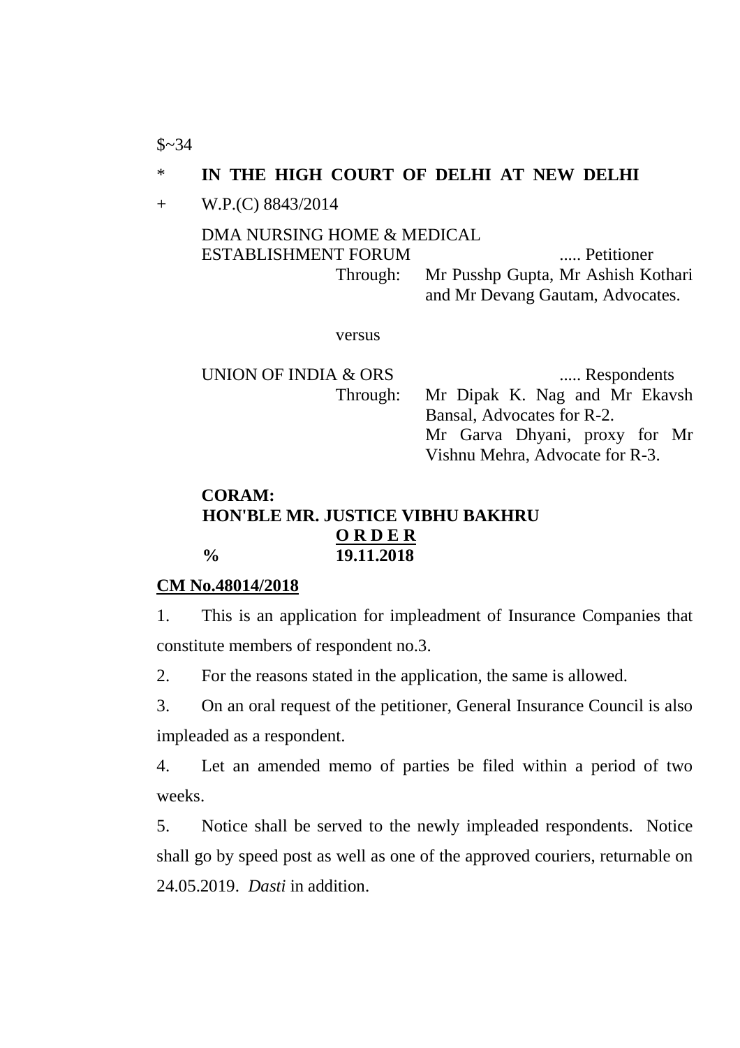$~34

\* **IN THE HIGH COURT OF DELHI AT NEW DELHI**

\+ W.P.(C) 8843/2014

DMA NURSING HOME & MEDICAL ESTABLISHMENT FORUM ..... Petitioner

Through: Mr Pusshp Gupta, Mr Ashish Kothari and Mr Devang Gautam, Advocates.

versus

UNION OF INDIA & ORS ..... Respondents

Through: Mr Dipak K. Nag and Mr Ekavsh Bansal, Advocates for R-2.
Mr Garva Dhyani, proxy for Mr Vishnu Mehra, Advocate for R-3.

**CORAM:**
**HON'BLE MR. JUSTICE VIBHU BAKHRU**

**O R D E R**

**% 19.11.2018**

**CM No.48014/2018**

1. This is an application for impleadment of Insurance Companies that constitute members of respondent no.3.

2. For the reasons stated in the application, the same is allowed.

3. On an oral request of the petitioner, General Insurance Council is also impleaded as a respondent.

4. Let an amended memo of parties be filed within a period of two weeks.

5. Notice shall be served to the newly impleaded respondents. Notice shall go by speed post as well as one of the approved couriers, returnable on 24.05.2019. *Dasti* in addition.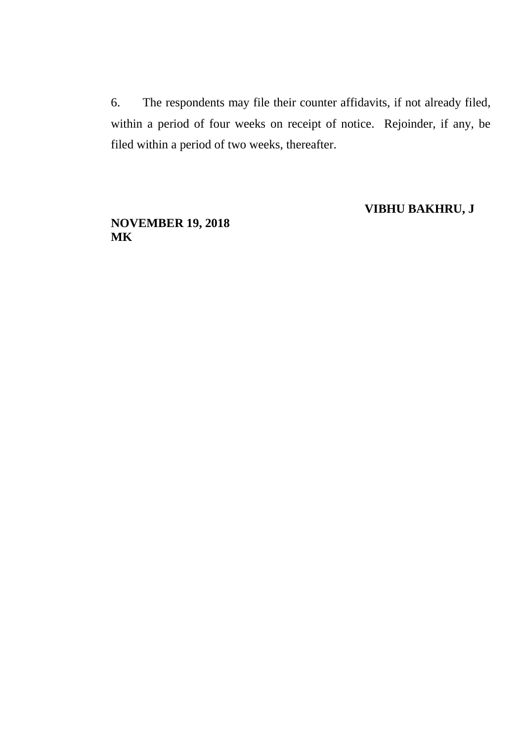6. The respondents may file their counter affidavits, if not already filed, within a period of four weeks on receipt of notice. Rejoinder, if any, be filed within a period of two weeks, thereafter.

**VIBHU BAKHRU, J**

**NOVEMBER 19, 2018**
**MK**